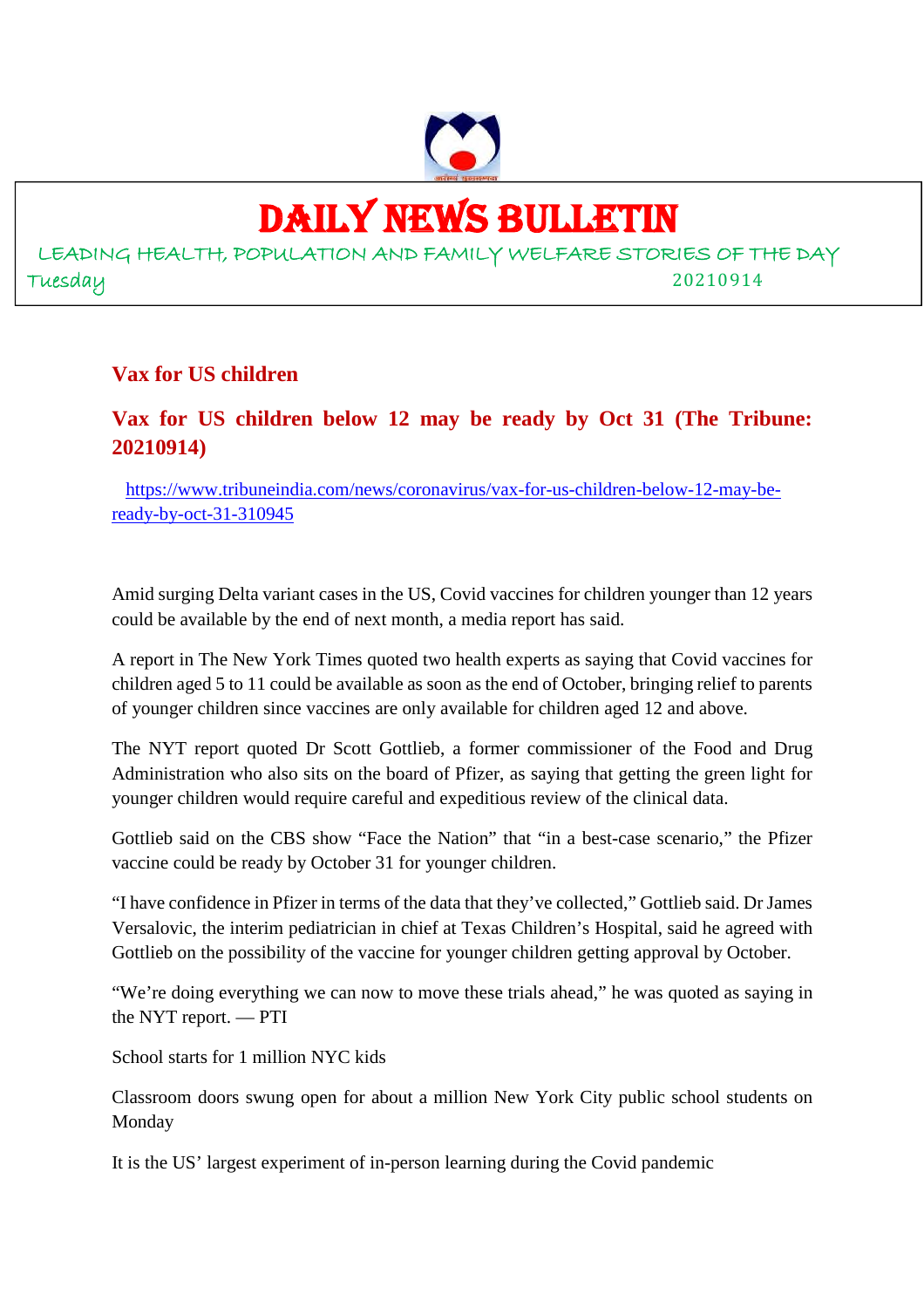# DAILY NEWS BULLETIN

LEADING HEALTH, POPULATION AND FAMILY WELFARE STORIES OF THE DAY

Tuesday 20210914

## Vax for US children

### Vax for US children below 12 may be ready by Oct 31 (The Tribune: 20210914)

https://www.tribuneindia.com/news/coronavirus/vax-for-us-children-below-12-may-be-ready-by-oct-31-310945

Amid surging Delta variant cases in the US, Covid vaccines for children younger than 12 years could be available by the end of next month, a media report has said.

A report in The New York Times quoted two health experts as saying that Covid vaccines for children aged 5 to 11 could be available as soon as the end of October, bringing relief to parents of younger children since vaccines are only available for children aged 12 and above.

The NYT report quoted Dr Scott Gottlieb, a former commissioner of the Food and Drug Administration who also sits on the board of Pfizer, as saying that getting the green light for younger children would require careful and expeditious review of the clinical data.

Gottlieb said on the CBS show "Face the Nation" that "in a best-case scenario," the Pfizer vaccine could be ready by October 31 for younger children.

"I have confidence in Pfizer in terms of the data that they've collected," Gottlieb said. Dr James Versalovic, the interim pediatrician in chief at Texas Children's Hospital, said he agreed with Gottlieb on the possibility of the vaccine for younger children getting approval by October.

"We're doing everything we can now to move these trials ahead," he was quoted as saying in the NYT report. — PTI

School starts for 1 million NYC kids

Classroom doors swung open for about a million New York City public school students on Monday

It is the US' largest experiment of in-person learning during the Covid pandemic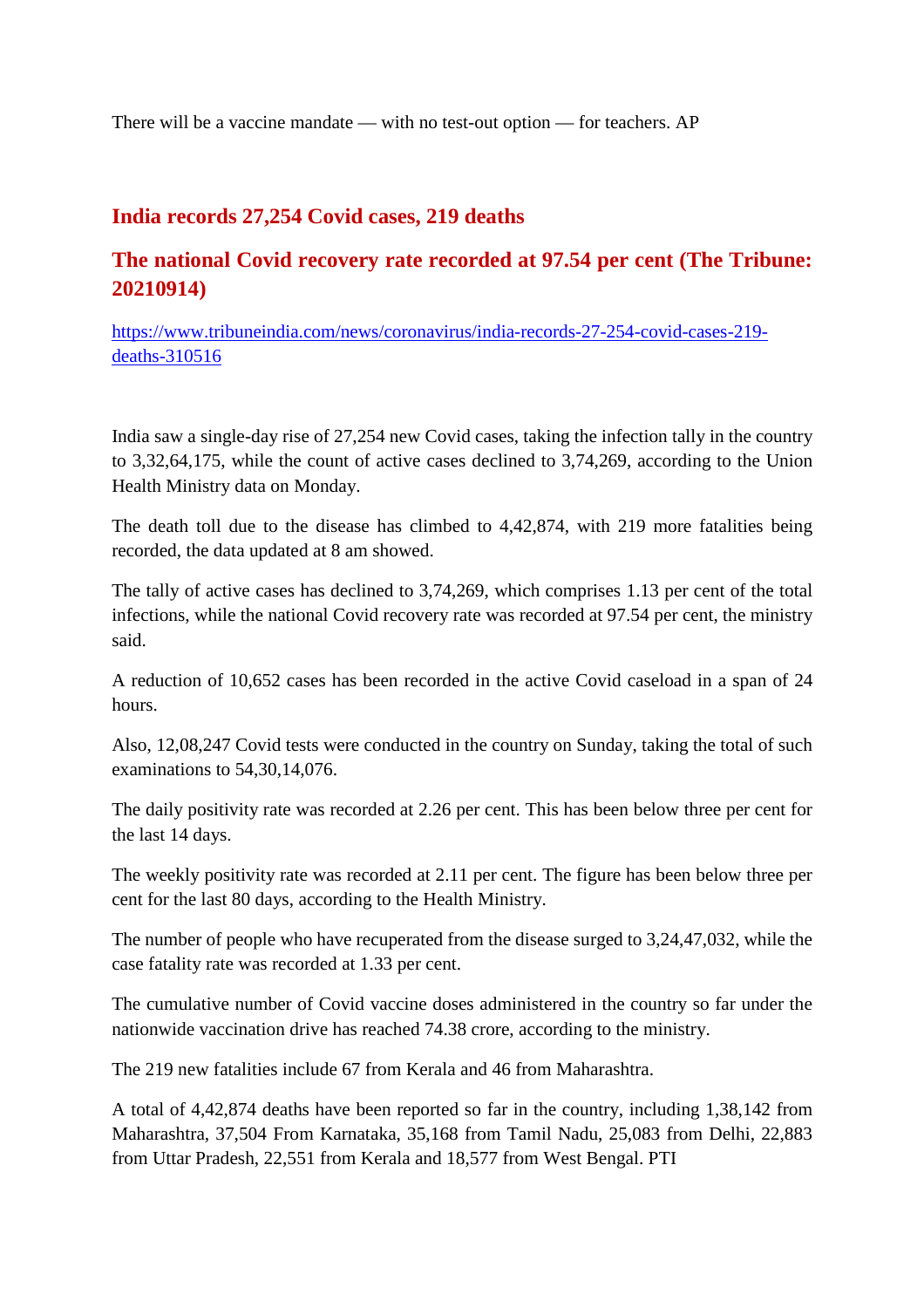There will be a vaccine mandate — with no test-out option — for teachers. AP

## India records 27,254 Covid cases, 219 deaths

## The national Covid recovery rate recorded at 97.54 per cent (The Tribune: 20210914)

https://www.tribuneindia.com/news/coronavirus/india-records-27-254-covid-cases-219-deaths-310516

India saw a single-day rise of 27,254 new Covid cases, taking the infection tally in the country to 3,32,64,175, while the count of active cases declined to 3,74,269, according to the Union Health Ministry data on Monday.

The death toll due to the disease has climbed to 4,42,874, with 219 more fatalities being recorded, the data updated at 8 am showed.

The tally of active cases has declined to 3,74,269, which comprises 1.13 per cent of the total infections, while the national Covid recovery rate was recorded at 97.54 per cent, the ministry said.

A reduction of 10,652 cases has been recorded in the active Covid caseload in a span of 24 hours.

Also, 12,08,247 Covid tests were conducted in the country on Sunday, taking the total of such examinations to 54,30,14,076.

The daily positivity rate was recorded at 2.26 per cent. This has been below three per cent for the last 14 days.

The weekly positivity rate was recorded at 2.11 per cent. The figure has been below three per cent for the last 80 days, according to the Health Ministry.

The number of people who have recuperated from the disease surged to 3,24,47,032, while the case fatality rate was recorded at 1.33 per cent.

The cumulative number of Covid vaccine doses administered in the country so far under the nationwide vaccination drive has reached 74.38 crore, according to the ministry.

The 219 new fatalities include 67 from Kerala and 46 from Maharashtra.

A total of 4,42,874 deaths have been reported so far in the country, including 1,38,142 from Maharashtra, 37,504 From Karnataka, 35,168 from Tamil Nadu, 25,083 from Delhi, 22,883 from Uttar Pradesh, 22,551 from Kerala and 18,577 from West Bengal. PTI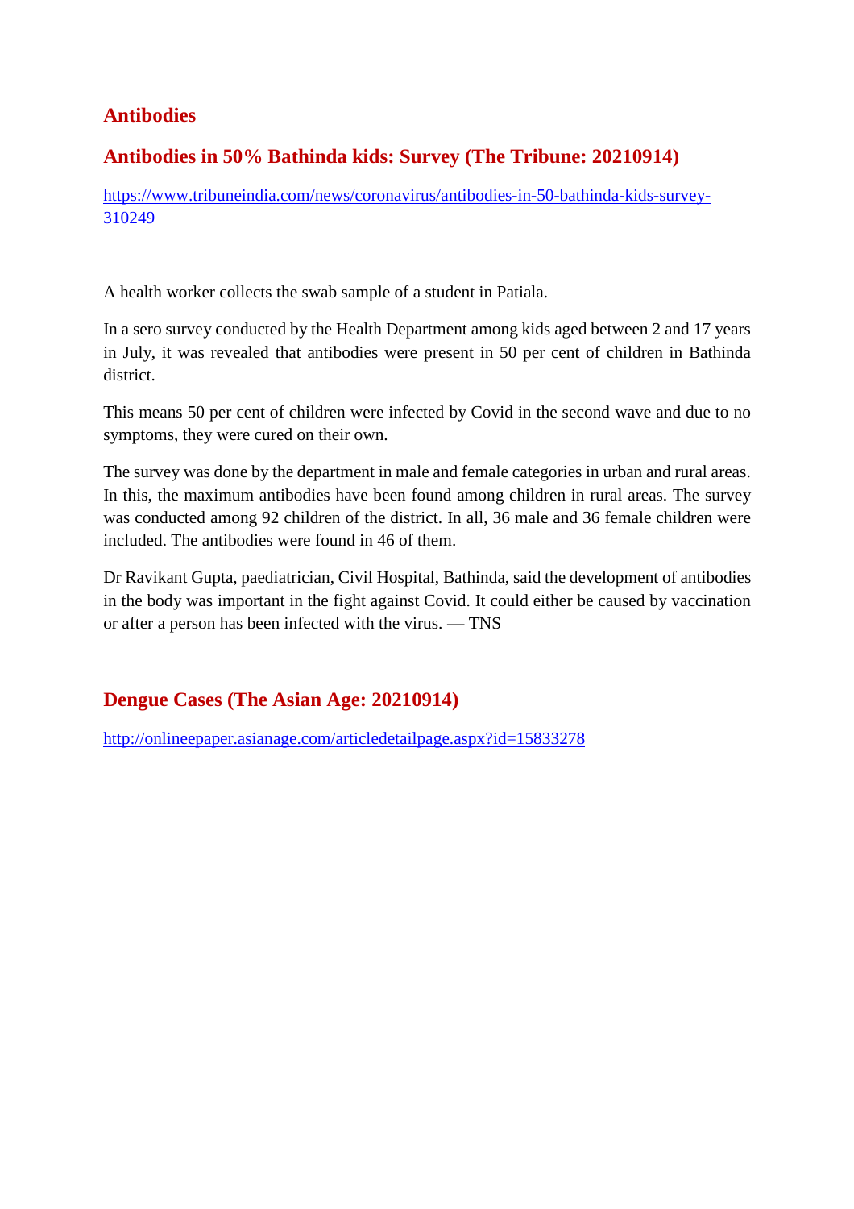## Antibodies

### Antibodies in 50% Bathinda kids: Survey (The Tribune: 20210914)

https://www.tribuneindia.com/news/coronavirus/antibodies-in-50-bathinda-kids-survey-310249

A health worker collects the swab sample of a student in Patiala.

In a sero survey conducted by the Health Department among kids aged between 2 and 17 years in July, it was revealed that antibodies were present in 50 per cent of children in Bathinda district.

This means 50 per cent of children were infected by Covid in the second wave and due to no symptoms, they were cured on their own.

The survey was done by the department in male and female categories in urban and rural areas. In this, the maximum antibodies have been found among children in rural areas. The survey was conducted among 92 children of the district. In all, 36 male and 36 female children were included. The antibodies were found in 46 of them.

Dr Ravikant Gupta, paediatrician, Civil Hospital, Bathinda, said the development of antibodies in the body was important in the fight against Covid. It could either be caused by vaccination or after a person has been infected with the virus. — TNS

### Dengue Cases (The Asian Age: 20210914)

http://onlineepaper.asianage.com/articledetailpage.aspx?id=15833278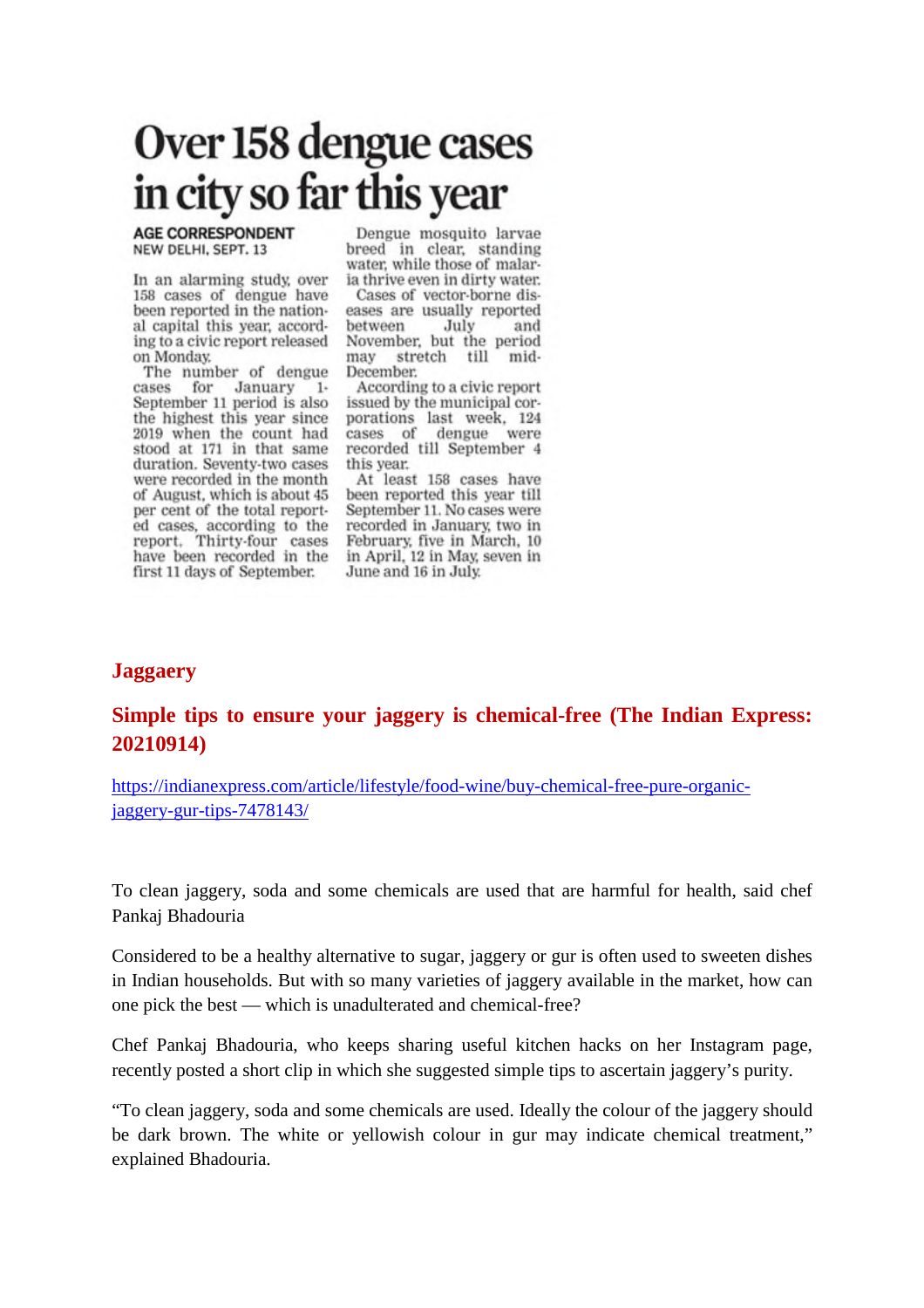# Over 158 dengue cases in city so far this year

**AGE CORRESPONDENT**
NEW DELHI, SEPT. 13

In an alarming study, over 158 cases of dengue have been reported in the national capital this year, according to a civic report released on Monday.

The number of dengue cases for January 1-September 11 period is also the highest this year since 2019 when the count had stood at 171 in that same duration. Seventy-two cases were recorded in the month of August, which is about 45 per cent of the total reported cases, according to the report. Thirty-four cases have been recorded in the first 11 days of September.

Dengue mosquito larvae breed in clear, standing water, while those of malaria thrive even in dirty water.

Cases of vector-borne diseases are usually reported between July and November, but the period may stretch till mid-December.

According to a civic report issued by the municipal corporations last week, 124 cases of dengue were recorded till September 4 this year.

At least 158 cases have been reported this year till September 11. No cases were recorded in January, two in February, five in March, 10 in April, 12 in May, seven in June and 16 in July.

## Jaggaery

## Simple tips to ensure your jaggery is chemical-free (The Indian Express: 20210914)

https://indianexpress.com/article/lifestyle/food-wine/buy-chemical-free-pure-organic-jaggery-gur-tips-7478143/

To clean jaggery, soda and some chemicals are used that are harmful for health, said chef Pankaj Bhadouria

Considered to be a healthy alternative to sugar, jaggery or gur is often used to sweeten dishes in Indian households. But with so many varieties of jaggery available in the market, how can one pick the best — which is unadulterated and chemical-free?

Chef Pankaj Bhadouria, who keeps sharing useful kitchen hacks on her Instagram page, recently posted a short clip in which she suggested simple tips to ascertain jaggery's purity.

"To clean jaggery, soda and some chemicals are used. Ideally the colour of the jaggery should be dark brown. The white or yellowish colour in gur may indicate chemical treatment," explained Bhadouria.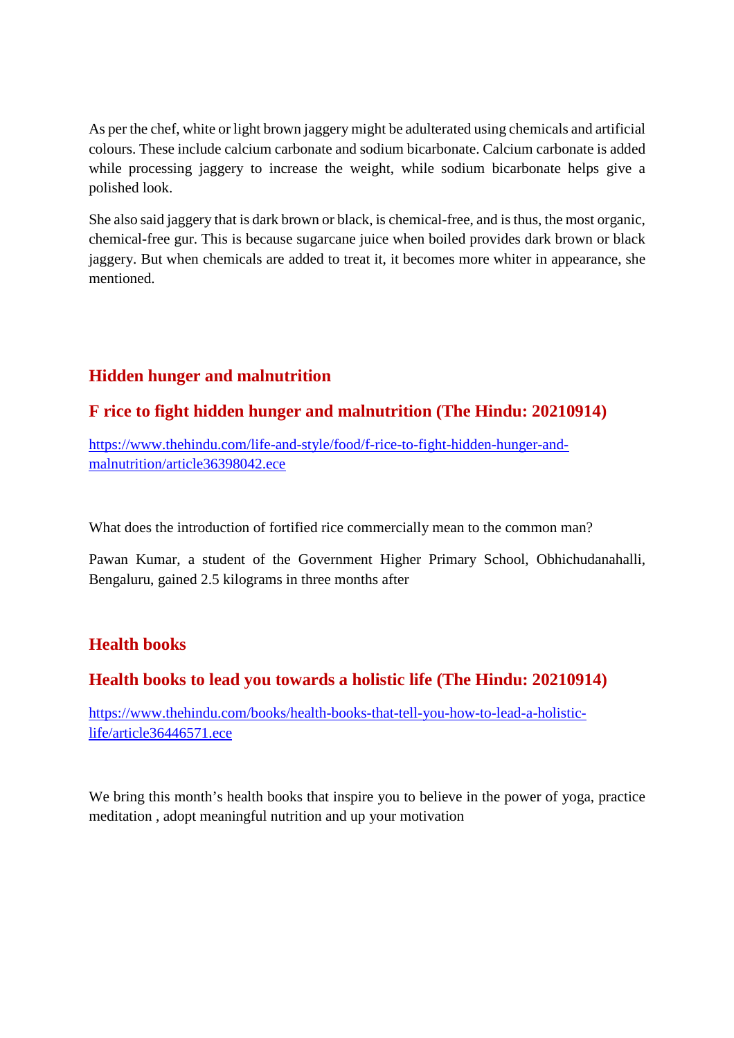As per the chef, white or light brown jaggery might be adulterated using chemicals and artificial colours. These include calcium carbonate and sodium bicarbonate. Calcium carbonate is added while processing jaggery to increase the weight, while sodium bicarbonate helps give a polished look.

She also said jaggery that is dark brown or black, is chemical-free, and is thus, the most organic, chemical-free gur. This is because sugarcane juice when boiled provides dark brown or black jaggery. But when chemicals are added to treat it, it becomes more whiter in appearance, she mentioned.

## Hidden hunger and malnutrition

### F rice to fight hidden hunger and malnutrition (The Hindu: 20210914)

https://www.thehindu.com/life-and-style/food/f-rice-to-fight-hidden-hunger-and-malnutrition/article36398042.ece

What does the introduction of fortified rice commercially mean to the common man?

Pawan Kumar, a student of the Government Higher Primary School, Obhichudanahalli, Bengaluru, gained 2.5 kilograms in three months after

## Health books

### Health books to lead you towards a holistic life (The Hindu: 20210914)

https://www.thehindu.com/books/health-books-that-tell-you-how-to-lead-a-holistic-life/article36446571.ece

We bring this month's health books that inspire you to believe in the power of yoga, practice meditation , adopt meaningful nutrition and up your motivation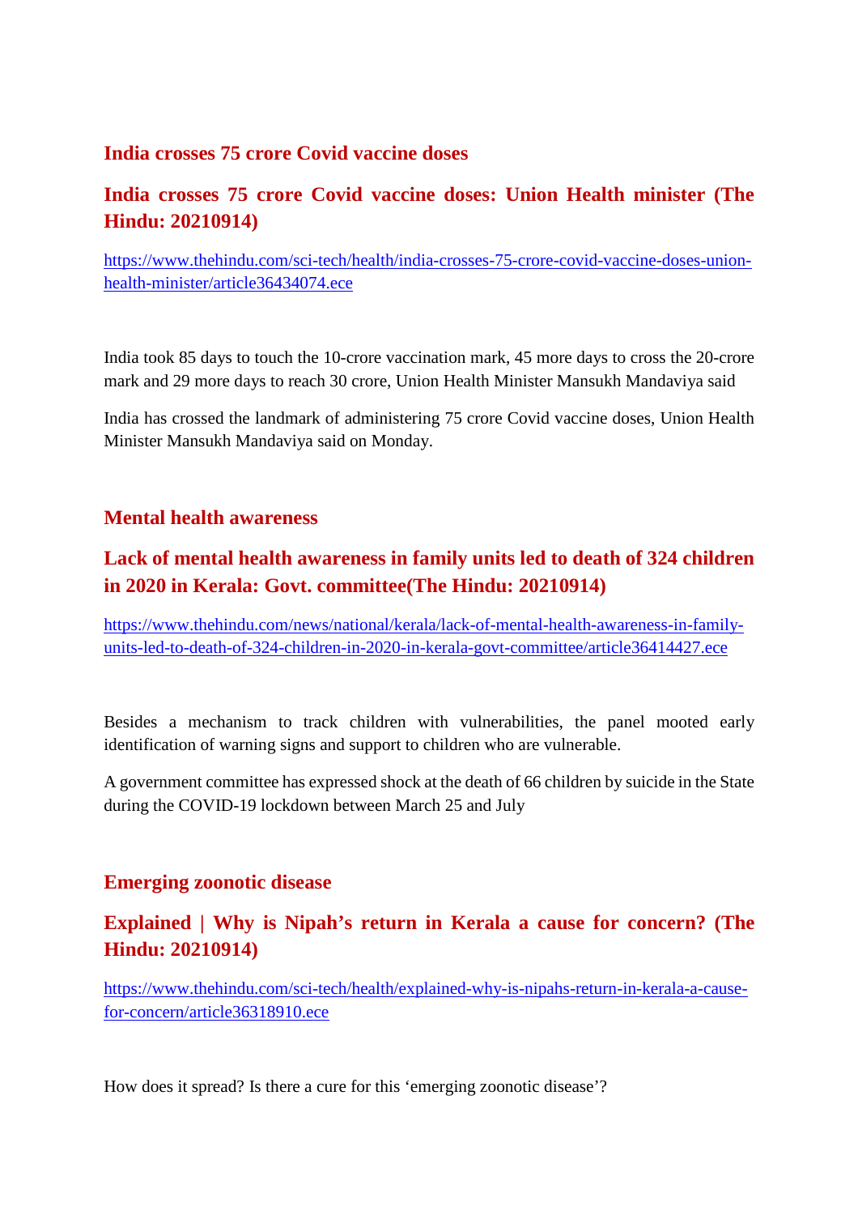## India crosses 75 crore Covid vaccine doses

## India crosses 75 crore Covid vaccine doses: Union Health minister (The Hindu: 20210914)

https://www.thehindu.com/sci-tech/health/india-crosses-75-crore-covid-vaccine-doses-union-health-minister/article36434074.ece

India took 85 days to touch the 10-crore vaccination mark, 45 more days to cross the 20-crore mark and 29 more days to reach 30 crore, Union Health Minister Mansukh Mandaviya said

India has crossed the landmark of administering 75 crore Covid vaccine doses, Union Health Minister Mansukh Mandaviya said on Monday.

## Mental health awareness

## Lack of mental health awareness in family units led to death of 324 children in 2020 in Kerala: Govt. committee(The Hindu: 20210914)

https://www.thehindu.com/news/national/kerala/lack-of-mental-health-awareness-in-family-units-led-to-death-of-324-children-in-2020-in-kerala-govt-committee/article36414427.ece

Besides a mechanism to track children with vulnerabilities, the panel mooted early identification of warning signs and support to children who are vulnerable.

A government committee has expressed shock at the death of 66 children by suicide in the State during the COVID-19 lockdown between March 25 and July

## Emerging zoonotic disease

## Explained | Why is Nipah's return in Kerala a cause for concern? (The Hindu: 20210914)

https://www.thehindu.com/sci-tech/health/explained-why-is-nipahs-return-in-kerala-a-cause-for-concern/article36318910.ece

How does it spread? Is there a cure for this 'emerging zoonotic disease'?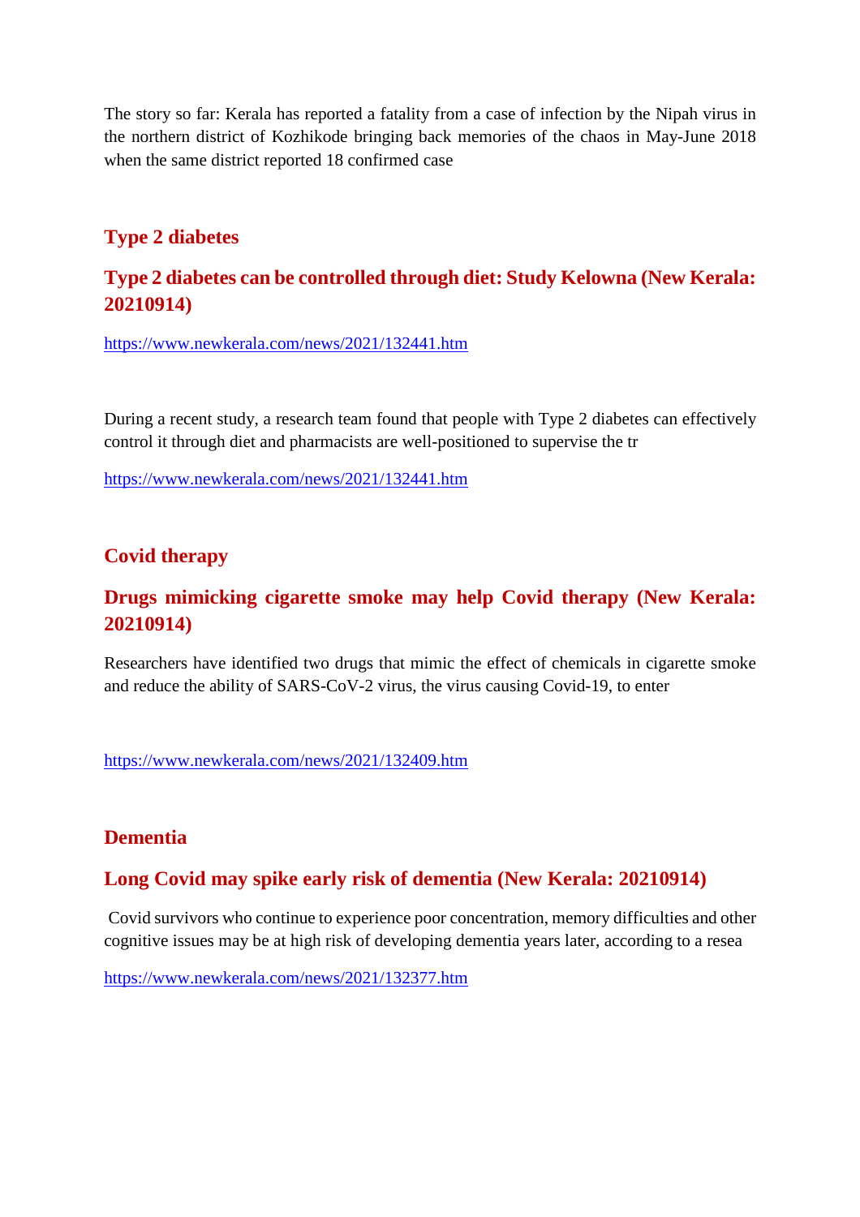The story so far: Kerala has reported a fatality from a case of infection by the Nipah virus in the northern district of Kozhikode bringing back memories of the chaos in May-June 2018 when the same district reported 18 confirmed case

## Type 2 diabetes

### Type 2 diabetes can be controlled through diet: Study Kelowna (New Kerala: 20210914)

https://www.newkerala.com/news/2021/132441.htm

During a recent study, a research team found that people with Type 2 diabetes can effectively control it through diet and pharmacists are well-positioned to supervise the tr

https://www.newkerala.com/news/2021/132441.htm

## Covid therapy

### Drugs mimicking cigarette smoke may help Covid therapy (New Kerala: 20210914)

Researchers have identified two drugs that mimic the effect of chemicals in cigarette smoke and reduce the ability of SARS-CoV-2 virus, the virus causing Covid-19, to enter

https://www.newkerala.com/news/2021/132409.htm

## Dementia

### Long Covid may spike early risk of dementia (New Kerala: 20210914)

Covid survivors who continue to experience poor concentration, memory difficulties and other cognitive issues may be at high risk of developing dementia years later, according to a resea

https://www.newkerala.com/news/2021/132377.htm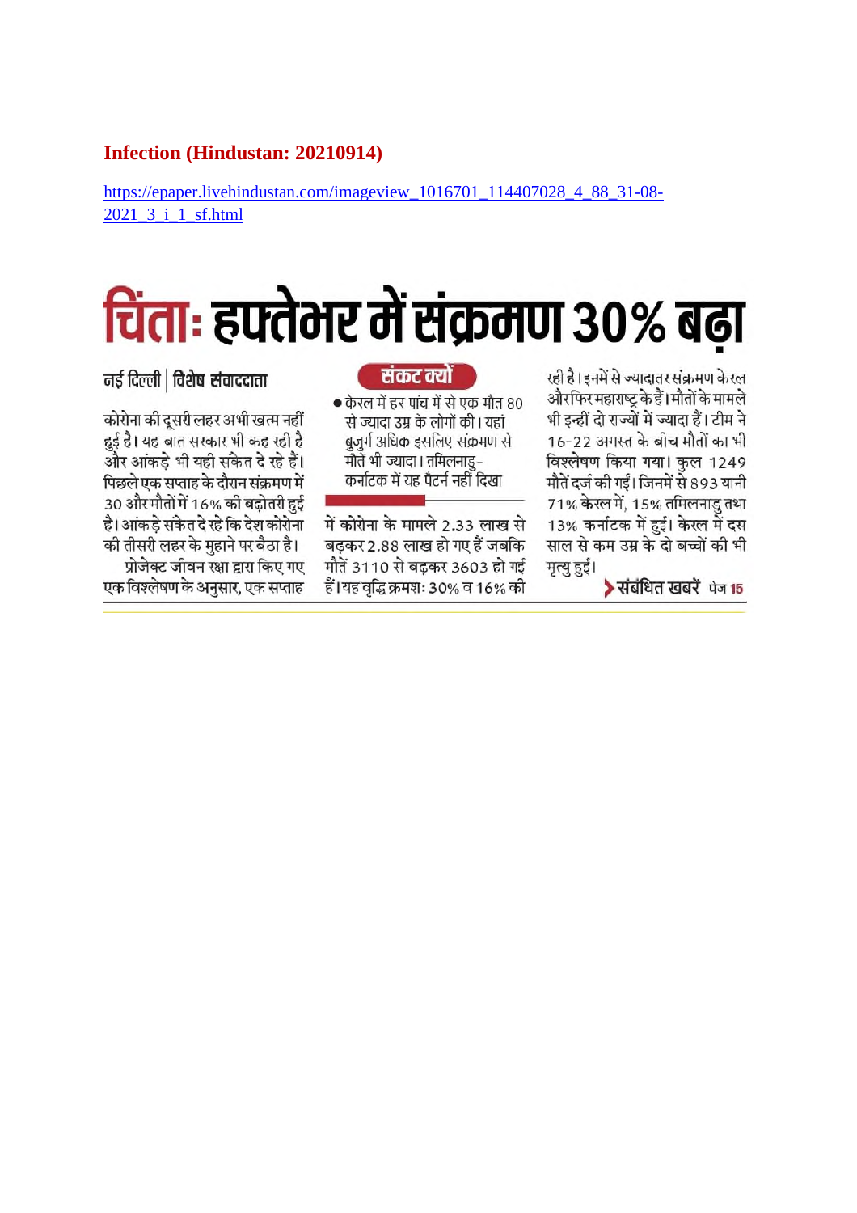**Infection (Hindustan: 20210914)**

https://epaper.livehindustan.com/imageview_1016701_114407028_4_88_31-08-2021_3_i_1_sf.html

# चिंता: हफ्तेभर में संक्रमण 30% बढ़ा

**नई दिल्ली | विशेष संवाददाता**

कोरोना की दूसरी लहर अभी खत्म नहीं हुई है। यह बात सरकार भी कह रही है और आंकड़े भी यही संकेत दे रहे हैं। पिछले एक सप्ताह के दौरान संक्रमण में 30 और मौतों में 16% की बढ़ोतरी हुई है। आंकड़े संकेत दे रहे कि देश कोरोना की तीसरी लहर के मुहाने पर बैठा है।

प्रोजेक्ट जीवन रक्षा द्वारा किए गए एक विश्लेषण के अनुसार, एक सप्ताह में कोरोना के मामले 2.33 लाख से बढ़कर 2.88 लाख हो गए हैं जबकि मौतें 3110 से बढ़कर 3603 हो गई हैं। यह वृद्धि क्रमशः 30% व 16% की रही है। इनमें से ज्यादातर संक्रमण केरल और फिर महाराष्ट्र के हैं। मौतों के मामले भी इन्हीं दो राज्यों में ज्यादा हैं। टीम ने 16-22 अगस्त के बीच मौतों का भी विश्लेषण किया गया। कुल 1249 मौतें दर्ज की गईं। जिनमें से 893 यानी 71% केरल में, 15% तमिलनाडु तथा 13% कर्नाटक में हुई। केरल में दस साल से कम उम्र के दो बच्चों की भी मृत्यु हुई।

**संकट क्यों**

- केरल में हर पांच में से एक मौत 80 से ज्यादा उम्र के लोगों की। यहां बुजुर्ग अधिक इसलिए संक्रमण से मौतें भी ज्यादा। तमिलनाडु-कर्नाटक में यह पैटर्न नहीं दिखा

**संबंधित खबरें** पेज 15